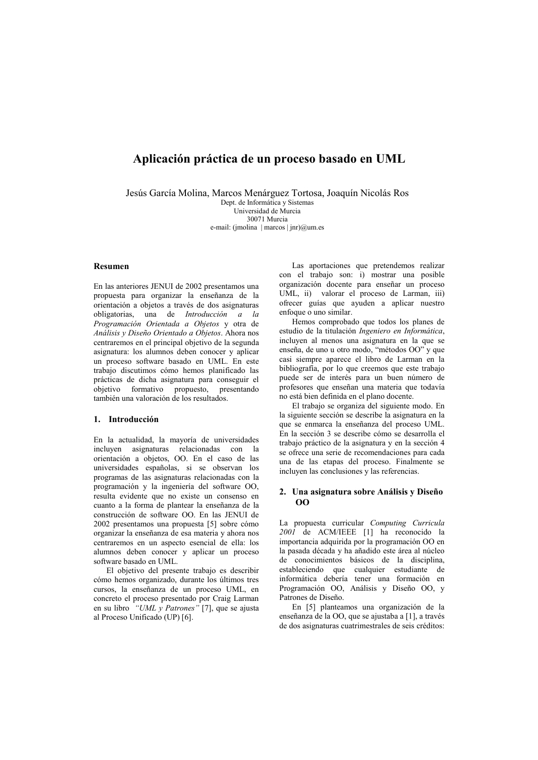# Aplicación práctica de un proceso basado en UML

Jesús García Molina, Marcos Menárguez Tortosa, Joaquín Nicolás Ros
Dept. de Informática y Sistemas
Universidad de Murcia
30071 Murcia
e-mail: (jmolina | marcos | jnr)@um.es

### Resumen

En las anteriores JENUI de 2002 presentamos una propuesta para organizar la enseñanza de la orientación a objetos a través de dos asignaturas obligatorias, una de *Introducción a la Programación Orientada a Objetos* y otra de *Análisis y Diseño Orientado a Objetos*. Ahora nos centraremos en el principal objetivo de la segunda asignatura: los alumnos deben conocer y aplicar un proceso software basado en UML. En este trabajo discutimos cómo hemos planificado las prácticas de dicha asignatura para conseguir el objetivo formativo propuesto, presentando también una valoración de los resultados.

## 1. Introducción

En la actualidad, la mayoría de universidades incluyen asignaturas relacionadas con la orientación a objetos, OO. En el caso de las universidades españolas, si se observan los programas de las asignaturas relacionadas con la programación y la ingeniería del software OO, resulta evidente que no existe un consenso en cuanto a la forma de plantear la enseñanza de la construcción de software OO. En las JENUI de 2002 presentamos una propuesta [5] sobre cómo organizar la enseñanza de esa materia y ahora nos centraremos en un aspecto esencial de ella: los alumnos deben conocer y aplicar un proceso software basado en UML.

El objetivo del presente trabajo es describir cómo hemos organizado, durante los últimos tres cursos, la enseñanza de un proceso UML, en concreto el proceso presentado por Craig Larman en su libro *"UML y Patrones"* [7], que se ajusta al Proceso Unificado (UP) [6].

Las aportaciones que pretendemos realizar con el trabajo son: i) mostrar una posible organización docente para enseñar un proceso UML, ii) valorar el proceso de Larman, iii) ofrecer guías que ayuden a aplicar nuestro enfoque o uno similar.

Hemos comprobado que todos los planes de estudio de la titulación *Ingeniero en Informática*, incluyen al menos una asignatura en la que se enseña, de uno u otro modo, "métodos OO" y que casi siempre aparece el libro de Larman en la bibliografía, por lo que creemos que este trabajo puede ser de interés para un buen número de profesores que enseñan una materia que todavía no está bien definida en el plano docente.

El trabajo se organiza del siguiente modo. En la siguiente sección se describe la asignatura en la que se enmarca la enseñanza del proceso UML. En la sección 3 se describe cómo se desarrolla el trabajo práctico de la asignatura y en la sección 4 se ofrece una serie de recomendaciones para cada una de las etapas del proceso. Finalmente se incluyen las conclusiones y las referencias.

## 2. Una asignatura sobre Análisis y Diseño OO

La propuesta curricular *Computing Curricula 2001* de ACM/IEEE [1] ha reconocido la importancia adquirida por la programación OO en la pasada década y ha añadido este área al núcleo de conocimientos básicos de la disciplina, estableciendo que cualquier estudiante de informática debería tener una formación en Programación OO, Análisis y Diseño OO, y Patrones de Diseño.

En [5] planteamos una organización de la enseñanza de la OO, que se ajustaba a [1], a través de dos asignaturas cuatrimestrales de seis créditos: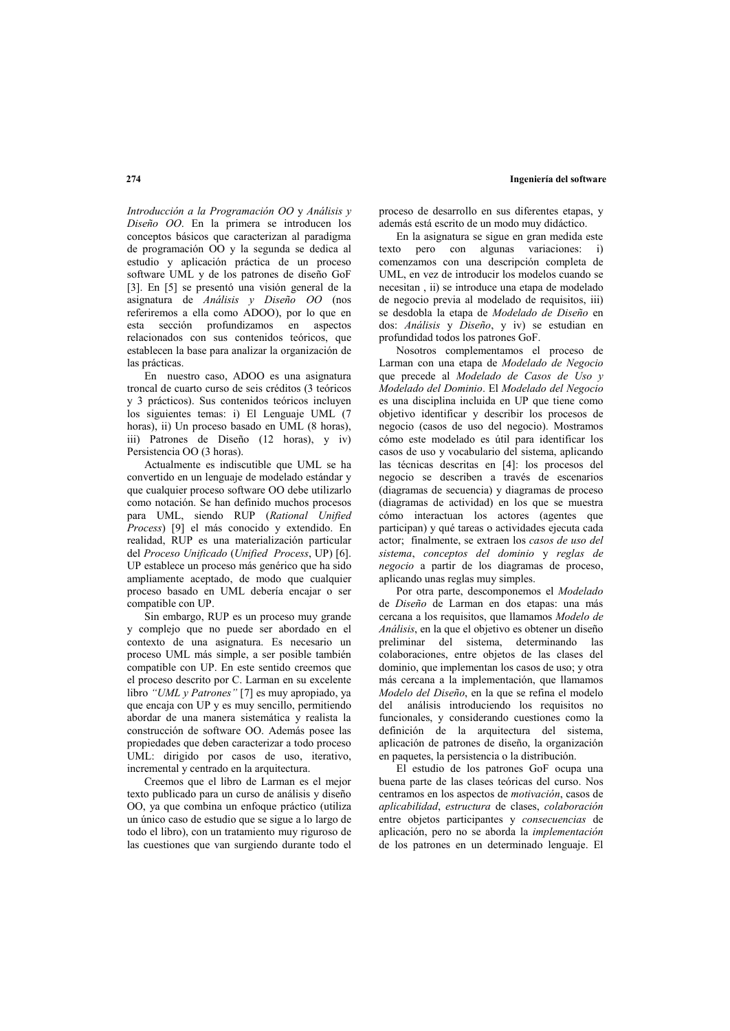*Introducción a la Programación OO* y *Análisis y Diseño OO*. En la primera se introducen los conceptos básicos que caracterizan al paradigma de programación OO y la segunda se dedica al estudio y aplicación práctica de un proceso software UML y de los patrones de diseño GoF [3]. En [5] se presentó una visión general de la asignatura de *Análisis y Diseño OO* (nos referiremos a ella como ADOO), por lo que en esta sección profundizamos en aspectos relacionados con sus contenidos teóricos, que establecen la base para analizar la organización de las prácticas.

En nuestro caso, ADOO es una asignatura troncal de cuarto curso de seis créditos (3 teóricos y 3 prácticos). Sus contenidos teóricos incluyen los siguientes temas: i) El Lenguaje UML (7 horas), ii) Un proceso basado en UML (8 horas), iii) Patrones de Diseño (12 horas), y iv) Persistencia OO (3 horas).

Actualmente es indiscutible que UML se ha convertido en un lenguaje de modelado estándar y que cualquier proceso software OO debe utilizarlo como notación. Se han definido muchos procesos para UML, siendo RUP (*Rational Unified Process*) [9] el más conocido y extendido. En realidad, RUP es una materialización particular del *Proceso Unificado* (*Unified Process*, UP) [6]. UP establece un proceso más genérico que ha sido ampliamente aceptado, de modo que cualquier proceso basado en UML debería encajar o ser compatible con UP.

Sin embargo, RUP es un proceso muy grande y complejo que no puede ser abordado en el contexto de una asignatura. Es necesario un proceso UML más simple, a ser posible también compatible con UP. En este sentido creemos que el proceso descrito por C. Larman en su excelente libro *"UML y Patrones"* [7] es muy apropiado, ya que encaja con UP y es muy sencillo, permitiendo abordar de una manera sistemática y realista la construcción de software OO. Además posee las propiedades que deben caracterizar a todo proceso UML: dirigido por casos de uso, iterativo, incremental y centrado en la arquitectura.

Creemos que el libro de Larman es el mejor texto publicado para un curso de análisis y diseño OO, ya que combina un enfoque práctico (utiliza un único caso de estudio que se sigue a lo largo de todo el libro), con un tratamiento muy riguroso de las cuestiones que van surgiendo durante todo el proceso de desarrollo en sus diferentes etapas, y además está escrito de un modo muy didáctico.

En la asignatura se sigue en gran medida este texto pero con algunas variaciones: i) comenzamos con una descripción completa de UML, en vez de introducir los modelos cuando se necesitan , ii) se introduce una etapa de modelado de negocio previa al modelado de requisitos, iii) se desdobla la etapa de *Modelado de Diseño* en dos: *Análisis* y *Diseño*, y iv) se estudian en profundidad todos los patrones GoF.

Nosotros complementamos el proceso de Larman con una etapa de *Modelado de Negocio* que precede al *Modelado de Casos de Uso y Modelado del Dominio*. El *Modelado del Negocio* es una disciplina incluida en UP que tiene como objetivo identificar y describir los procesos de negocio (casos de uso del negocio). Mostramos cómo este modelado es útil para identificar los casos de uso y vocabulario del sistema, aplicando las técnicas descritas en [4]: los procesos del negocio se describen a través de escenarios (diagramas de secuencia) y diagramas de proceso (diagramas de actividad) en los que se muestra cómo interactuan los actores (agentes que participan) y qué tareas o actividades ejecuta cada actor; finalmente, se extraen los *casos de uso del sistema*, *conceptos del dominio* y *reglas de negocio* a partir de los diagramas de proceso, aplicando unas reglas muy simples.

Por otra parte, descomponemos el *Modelado de Diseño* de Larman en dos etapas: una más cercana a los requisitos, que llamamos *Modelo de Análisis*, en la que el objetivo es obtener un diseño preliminar del sistema, determinando las colaboraciones, entre objetos de las clases del dominio, que implementan los casos de uso; y otra más cercana a la implementación, que llamamos *Modelo del Diseño*, en la que se refina el modelo del análisis introduciendo los requisitos no funcionales, y considerando cuestiones como la definición de la arquitectura del sistema, aplicación de patrones de diseño, la organización en paquetes, la persistencia o la distribución.

El estudio de los patrones GoF ocupa una buena parte de las clases teóricas del curso. Nos centramos en los aspectos de *motivación*, casos de *aplicabilidad*, *estructura* de clases, *colaboración* entre objetos participantes y *consecuencias* de aplicación, pero no se aborda la *implementación* de los patrones en un determinado lenguaje. El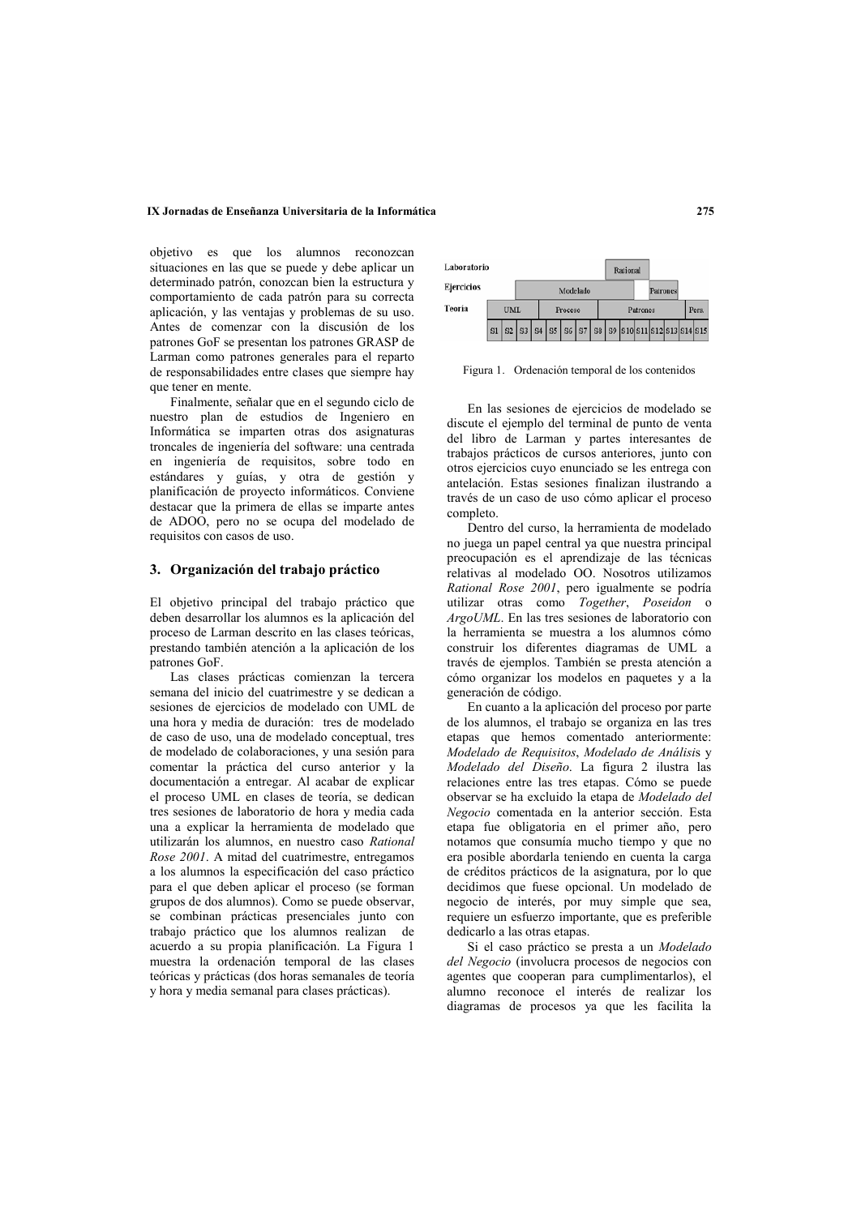objetivo es que los alumnos reconozcan situaciones en las que se puede y debe aplicar un determinado patrón, conozcan bien la estructura y comportamiento de cada patrón para su correcta aplicación, y las ventajas y problemas de su uso. Antes de comenzar con la discusión de los patrones GoF se presentan los patrones GRASP de Larman como patrones generales para el reparto de responsabilidades entre clases que siempre hay que tener en mente.

Finalmente, señalar que en el segundo ciclo de nuestro plan de estudios de Ingeniero en Informática se imparten otras dos asignaturas troncales de ingeniería del software: una centrada en ingeniería de requisitos, sobre todo en estándares y guías, y otra de gestión y planificación de proyecto informáticos. Conviene destacar que la primera de ellas se imparte antes de ADOO, pero no se ocupa del modelado de requisitos con casos de uso.

## 3. Organización del trabajo práctico

El objetivo principal del trabajo práctico que deben desarrollar los alumnos es la aplicación del proceso de Larman descrito en las clases teóricas, prestando también atención a la aplicación de los patrones GoF.

Las clases prácticas comienzan la tercera semana del inicio del cuatrimestre y se dedican a sesiones de ejercicios de modelado con UML de una hora y media de duración: tres de modelado de caso de uso, una de modelado conceptual, tres de modelado de colaboraciones, y una sesión para comentar la práctica del curso anterior y la documentación a entregar. Al acabar de explicar el proceso UML en clases de teoría, se dedican tres sesiones de laboratorio de hora y media cada una a explicar la herramienta de modelado que utilizarán los alumnos, en nuestro caso *Rational Rose 2001*. A mitad del cuatrimestre, entregamos a los alumnos la especificación del caso práctico para el que deben aplicar el proceso (se forman grupos de dos alumnos). Como se puede observar, se combinan prácticas presenciales junto con trabajo práctico que los alumnos realizan de acuerdo a su propia planificación. La Figura 1 muestra la ordenación temporal de las clases teóricas y prácticas (dos horas semanales de teoría y hora y media semanal para clases prácticas).

| | S1 | S2 | S3 | S4 | S5 | S6 | S7 | S8 | S9 | S10 | S11 | S12 | S13 | S14 | S15 |
|---|---|---|---|---|---|---|---|---|---|---|---|---|---|---|---|
| Laboratorio | | | | | | | | | Rational | | | | | | |
| Ejercicios | | | Modelado | | | | | | | | | Patrones | | | |
| Teoría | UML | | | | Proceso | | | | Patrones | | | | | Pers. | |

Figura 1. Ordenación temporal de los contenidos

En las sesiones de ejercicios de modelado se discute el ejemplo del terminal de punto de venta del libro de Larman y partes interesantes de trabajos prácticos de cursos anteriores, junto con otros ejercicios cuyo enunciado se les entrega con antelación. Estas sesiones finalizan ilustrando a través de un caso de uso cómo aplicar el proceso completo.

Dentro del curso, la herramienta de modelado no juega un papel central ya que nuestra principal preocupación es el aprendizaje de las técnicas relativas al modelado OO. Nosotros utilizamos *Rational Rose 2001*, pero igualmente se podría utilizar otras como *Together*, *Poseidon* o *ArgoUML*. En las tres sesiones de laboratorio con la herramienta se muestra a los alumnos cómo construir los diferentes diagramas de UML a través de ejemplos. También se presta atención a cómo organizar los modelos en paquetes y a la generación de código.

En cuanto a la aplicación del proceso por parte de los alumnos, el trabajo se organiza en las tres etapas que hemos comentado anteriormente: *Modelado de Requisitos*, *Modelado de Análisis* y *Modelado del Diseño*. La figura 2 ilustra las relaciones entre las tres etapas. Cómo se puede observar se ha excluido la etapa de *Modelado del Negocio* comentada en la anterior sección. Esta etapa fue obligatoria en el primer año, pero notamos que consumía mucho tiempo y que no era posible abordarla teniendo en cuenta la carga de créditos prácticos de la asignatura, por lo que decidimos que fuese opcional. Un modelado de negocio de interés, por muy simple que sea, requiere un esfuerzo importante, que es preferible dedicarlo a las otras etapas.

Si el caso práctico se presta a un *Modelado del Negocio* (involucra procesos de negocios con agentes que cooperan para cumplimentarlos), el alumno reconoce el interés de realizar los diagramas de procesos ya que les facilita la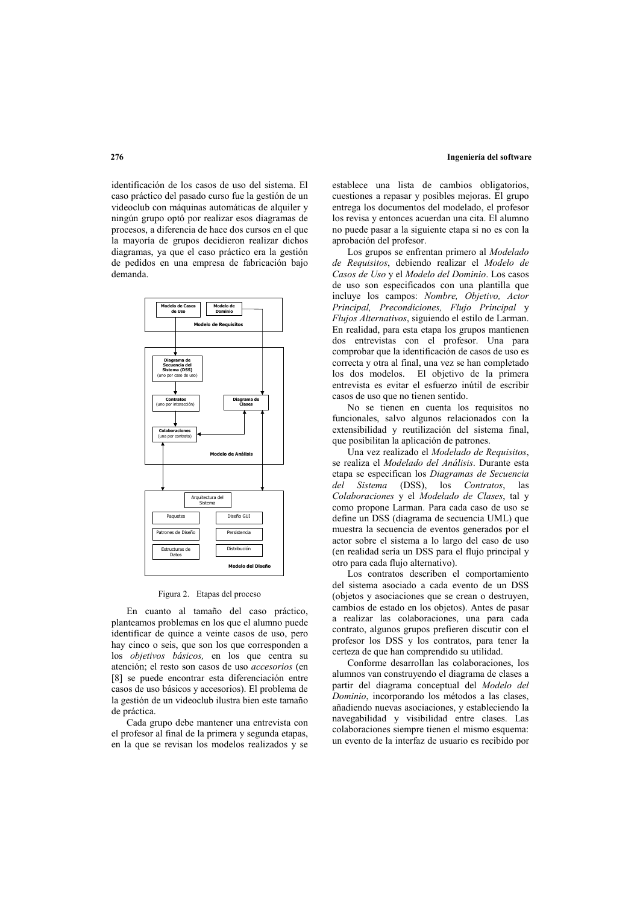identificación de los casos de uso del sistema. El caso práctico del pasado curso fue la gestión de un videoclub con máquinas automáticas de alquiler y ningún grupo optó por realizar esos diagramas de procesos, a diferencia de hace dos cursos en el que la mayoría de grupos decidieron realizar dichos diagramas, ya que el caso práctico era la gestión de pedidos en una empresa de fabricación bajo demanda.

Figura 2. Etapas del proceso

En cuanto al tamaño del caso práctico, planteamos problemas en los que el alumno puede identificar de quince a veinte casos de uso, pero hay cinco o seis, que son los que corresponden a los *objetivos básicos,* en los que centra su atención; el resto son casos de uso *accesorios* (en [8] se puede encontrar esta diferenciación entre casos de uso básicos y accesorios). El problema de la gestión de un videoclub ilustra bien este tamaño de práctica.

Cada grupo debe mantener una entrevista con el profesor al final de la primera y segunda etapas, en la que se revisan los modelos realizados y se establece una lista de cambios obligatorios, cuestiones a repasar y posibles mejoras. El grupo entrega los documentos del modelado, el profesor los revisa y entonces acuerdan una cita. El alumno no puede pasar a la siguiente etapa si no es con la aprobación del profesor.

Los grupos se enfrentan primero al *Modelado de Requisitos*, debiendo realizar el *Modelo de Casos de Uso* y el *Modelo del Dominio*. Los casos de uso son especificados con una plantilla que incluye los campos: *Nombre, Objetivo, Actor Principal, Precondiciones, Flujo Principal* y *Flujos Alternativos*, siguiendo el estilo de Larman. En realidad, para esta etapa los grupos mantienen dos entrevistas con el profesor. Una para comprobar que la identificación de casos de uso es correcta y otra al final, una vez se han completado los dos modelos. El objetivo de la primera entrevista es evitar el esfuerzo inútil de escribir casos de uso que no tienen sentido.

No se tienen en cuenta los requisitos no funcionales, salvo algunos relacionados con la extensibilidad y reutilización del sistema final, que posibilitan la aplicación de patrones.

Una vez realizado el *Modelado de Requisitos*, se realiza el *Modelado del Análisis*. Durante esta etapa se especifican los *Diagramas de Secuencia del Sistema* (DSS), los *Contratos*, las *Colaboraciones* y el *Modelado de Clases*, tal y como propone Larman. Para cada caso de uso se define un DSS (diagrama de secuencia UML) que muestra la secuencia de eventos generados por el actor sobre el sistema a lo largo del caso de uso (en realidad sería un DSS para el flujo principal y otro para cada flujo alternativo).

Los contratos describen el comportamiento del sistema asociado a cada evento de un DSS (objetos y asociaciones que se crean o destruyen, cambios de estado en los objetos). Antes de pasar a realizar las colaboraciones, una para cada contrato, algunos grupos prefieren discutir con el profesor los DSS y los contratos, para tener la certeza de que han comprendido su utilidad.

Conforme desarrollan las colaboraciones, los alumnos van construyendo el diagrama de clases a partir del diagrama conceptual del *Modelo del Dominio*, incorporando los métodos a las clases, añadiendo nuevas asociaciones, y estableciendo la navegabilidad y visibilidad entre clases. Las colaboraciones siempre tienen el mismo esquema: un evento de la interfaz de usuario es recibido por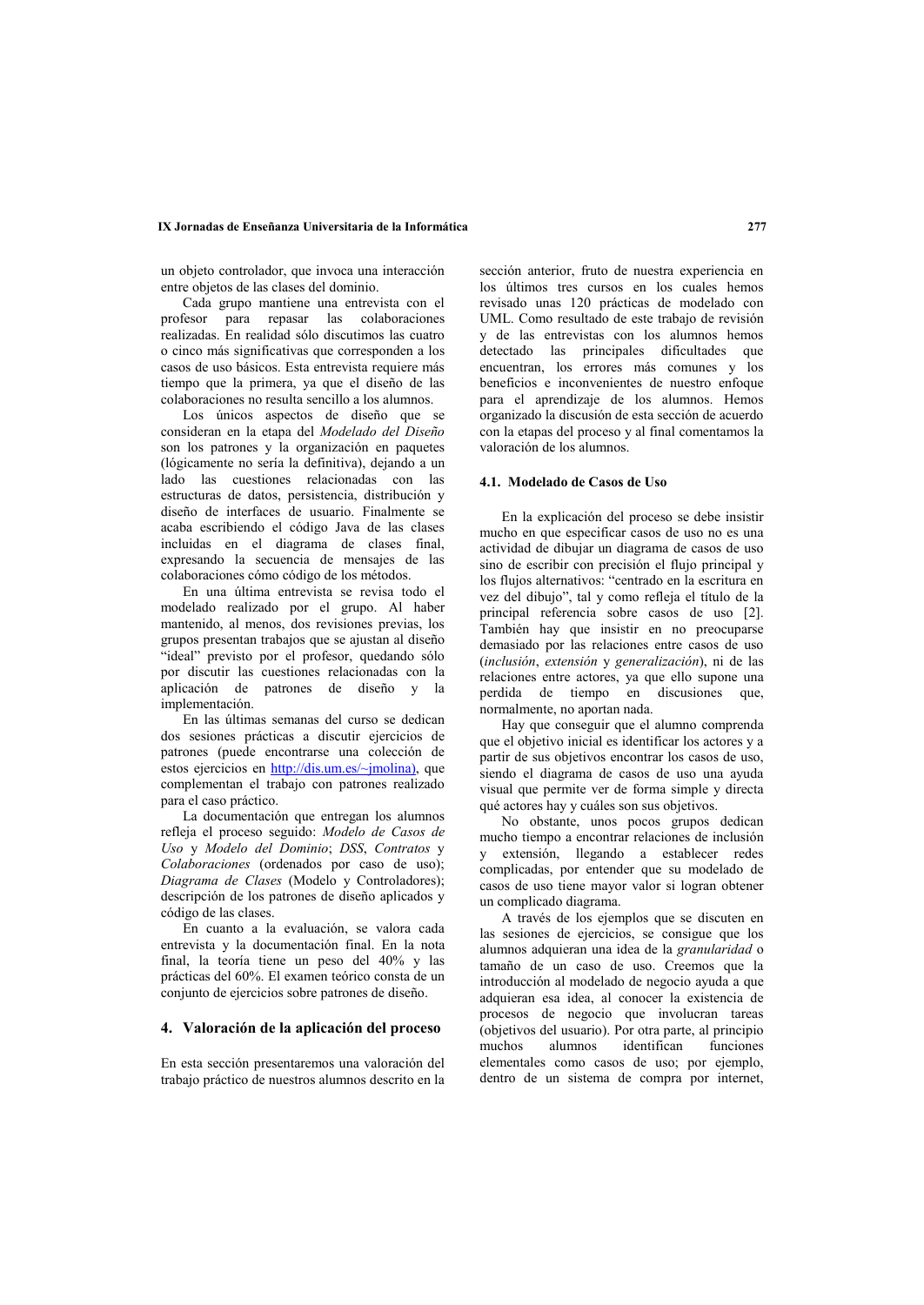un objeto controlador, que invoca una interacción entre objetos de las clases del dominio.

Cada grupo mantiene una entrevista con el profesor para repasar las colaboraciones realizadas. En realidad sólo discutimos las cuatro o cinco más significativas que corresponden a los casos de uso básicos. Esta entrevista requiere más tiempo que la primera, ya que el diseño de las colaboraciones no resulta sencillo a los alumnos.

Los únicos aspectos de diseño que se consideran en la etapa del *Modelado del Diseño* son los patrones y la organización en paquetes (lógicamente no sería la definitiva), dejando a un lado las cuestiones relacionadas con las estructuras de datos, persistencia, distribución y diseño de interfaces de usuario. Finalmente se acaba escribiendo el código Java de las clases incluidas en el diagrama de clases final, expresando la secuencia de mensajes de las colaboraciones cómo código de los métodos.

En una última entrevista se revisa todo el modelado realizado por el grupo. Al haber mantenido, al menos, dos revisiones previas, los grupos presentan trabajos que se ajustan al diseño "ideal" previsto por el profesor, quedando sólo por discutir las cuestiones relacionadas con la aplicación de patrones de diseño y la implementación.

En las últimas semanas del curso se dedican dos sesiones prácticas a discutir ejercicios de patrones (puede encontrarse una colección de estos ejercicios en http://dis.um.es/~jmolina), que complementan el trabajo con patrones realizado para el caso práctico.

La documentación que entregan los alumnos refleja el proceso seguido: *Modelo de Casos de Uso* y *Modelo del Dominio*; *DSS*, *Contratos* y *Colaboraciones* (ordenados por caso de uso); *Diagrama de Clases* (Modelo y Controladores); descripción de los patrones de diseño aplicados y código de las clases.

En cuanto a la evaluación, se valora cada entrevista y la documentación final. En la nota final, la teoría tiene un peso del 40% y las prácticas del 60%. El examen teórico consta de un conjunto de ejercicios sobre patrones de diseño.

## 4. Valoración de la aplicación del proceso

En esta sección presentaremos una valoración del trabajo práctico de nuestros alumnos descrito en la sección anterior, fruto de nuestra experiencia en los últimos tres cursos en los cuales hemos revisado unas 120 prácticas de modelado con UML. Como resultado de este trabajo de revisión y de las entrevistas con los alumnos hemos detectado las principales dificultades que encuentran, los errores más comunes y los beneficios e inconvenientes de nuestro enfoque para el aprendizaje de los alumnos. Hemos organizado la discusión de esta sección de acuerdo con la etapas del proceso y al final comentamos la valoración de los alumnos.

### 4.1. Modelado de Casos de Uso

En la explicación del proceso se debe insistir mucho en que especificar casos de uso no es una actividad de dibujar un diagrama de casos de uso sino de escribir con precisión el flujo principal y los flujos alternativos: "centrado en la escritura en vez del dibujo", tal y como refleja el título de la principal referencia sobre casos de uso [2]. También hay que insistir en no preocuparse demasiado por las relaciones entre casos de uso (*inclusión*, *extensión* y *generalización*), ni de las relaciones entre actores, ya que ello supone una perdida de tiempo en discusiones que, normalmente, no aportan nada.

Hay que conseguir que el alumno comprenda que el objetivo inicial es identificar los actores y a partir de sus objetivos encontrar los casos de uso, siendo el diagrama de casos de uso una ayuda visual que permite ver de forma simple y directa qué actores hay y cuáles son sus objetivos.

No obstante, unos pocos grupos dedican mucho tiempo a encontrar relaciones de inclusión y extensión, llegando a establecer redes complicadas, por entender que su modelado de casos de uso tiene mayor valor si logran obtener un complicado diagrama.

A través de los ejemplos que se discuten en las sesiones de ejercicios, se consigue que los alumnos adquieran una idea de la *granularidad* o tamaño de un caso de uso. Creemos que la introducción al modelado de negocio ayuda a que adquieran esa idea, al conocer la existencia de procesos de negocio que involucran tareas (objetivos del usuario). Por otra parte, al principio muchos alumnos identifican funciones elementales como casos de uso; por ejemplo, dentro de un sistema de compra por internet,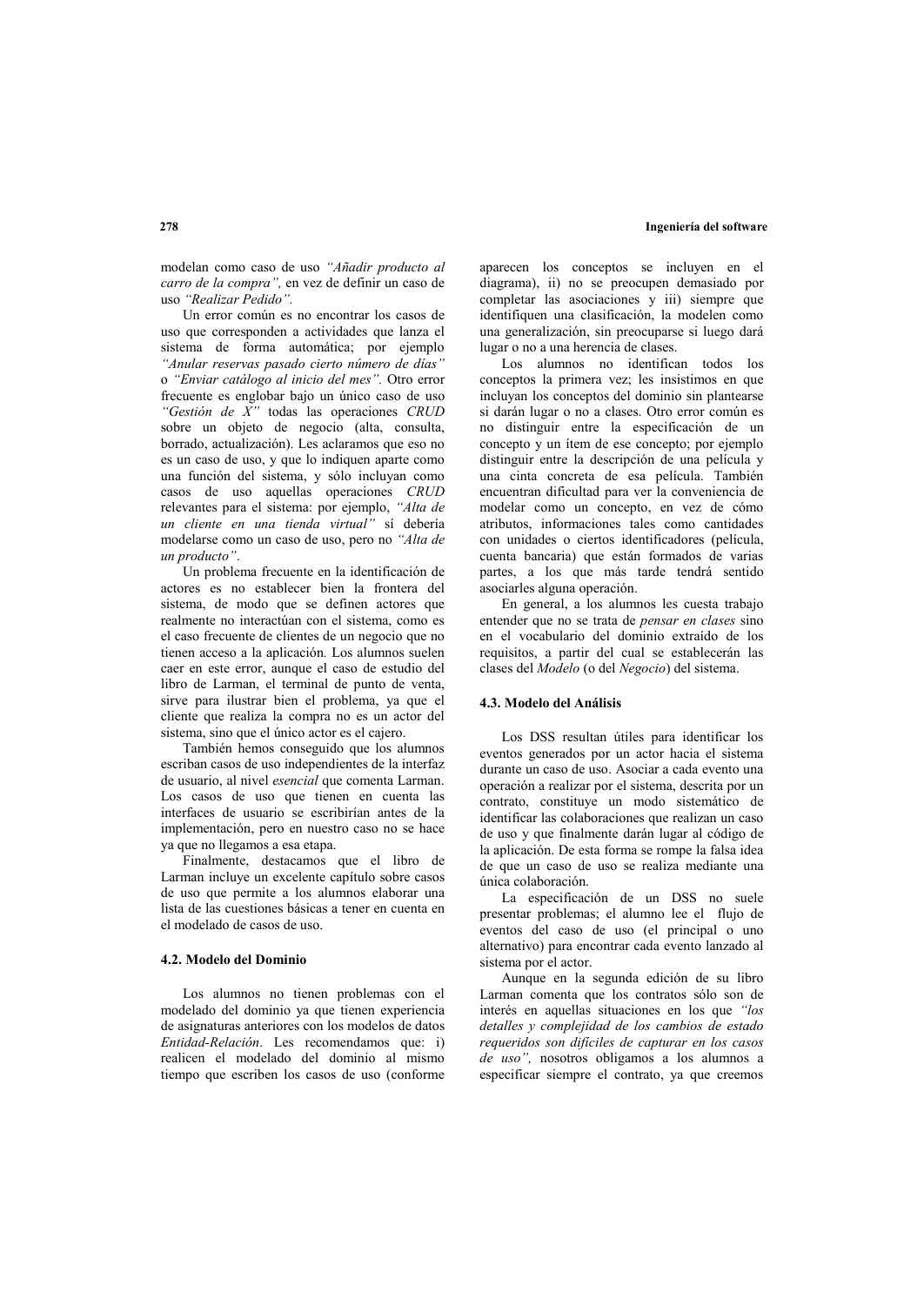modelan como caso de uso *"Añadir producto al carro de la compra"*, en vez de definir un caso de uso *"Realizar Pedido"*.

Un error común es no encontrar los casos de uso que corresponden a actividades que lanza el sistema de forma automática; por ejemplo *"Anular reservas pasado cierto número de días"* o *"Enviar catálogo al inicio del mes"*. Otro error frecuente es englobar bajo un único caso de uso *"Gestión de X"* todas las operaciones *CRUD* sobre un objeto de negocio (alta, consulta, borrado, actualización). Les aclaramos que eso no es un caso de uso, y que lo indiquen aparte como una función del sistema, y sólo incluyan como casos de uso aquellas operaciones *CRUD* relevantes para el sistema: por ejemplo, *"Alta de un cliente en una tienda virtual"* sí debería modelarse como un caso de uso, pero no *"Alta de un producto"*.

Un problema frecuente en la identificación de actores es no establecer bien la frontera del sistema, de modo que se definen actores que realmente no interactúan con el sistema, como es el caso frecuente de clientes de un negocio que no tienen acceso a la aplicación. Los alumnos suelen caer en este error, aunque el caso de estudio del libro de Larman, el terminal de punto de venta, sirve para ilustrar bien el problema, ya que el cliente que realiza la compra no es un actor del sistema, sino que el único actor es el cajero.

También hemos conseguido que los alumnos escriban casos de uso independientes de la interfaz de usuario, al nivel *esencial* que comenta Larman. Los casos de uso que tienen en cuenta las interfaces de usuario se escribirían antes de la implementación, pero en nuestro caso no se hace ya que no llegamos a esa etapa.

Finalmente, destacamos que el libro de Larman incluye un excelente capítulo sobre casos de uso que permite a los alumnos elaborar una lista de las cuestiones básicas a tener en cuenta en el modelado de casos de uso.

### 4.2. Modelo del Dominio

Los alumnos no tienen problemas con el modelado del dominio ya que tienen experiencia de asignaturas anteriores con los modelos de datos *Entidad-Relación*. Les recomendamos que: i) realicen el modelado del dominio al mismo tiempo que escriben los casos de uso (conforme aparecen los conceptos se incluyen en el diagrama), ii) no se preocupen demasiado por completar las asociaciones y iii) siempre que identifiquen una clasificación, la modelen como una generalización, sin preocuparse si luego dará lugar o no a una herencia de clases.

Los alumnos no identifican todos los conceptos la primera vez; les insistimos en que incluyan los conceptos del dominio sin plantearse si darán lugar o no a clases. Otro error común es no distinguir entre la especificación de un concepto y un ítem de ese concepto; por ejemplo distinguir entre la descripción de una película y una cinta concreta de esa película. También encuentran dificultad para ver la conveniencia de modelar como un concepto, en vez de cómo atributos, informaciones tales como cantidades con unidades o ciertos identificadores (película, cuenta bancaria) que están formados de varias partes, a los que más tarde tendrá sentido asociarles alguna operación.

En general, a los alumnos les cuesta trabajo entender que no se trata de *pensar en clases* sino en el vocabulario del dominio extraído de los requisitos, a partir del cual se establecerán las clases del *Modelo* (o del *Negocio*) del sistema.

### 4.3. Modelo del Análisis

Los DSS resultan útiles para identificar los eventos generados por un actor hacia el sistema durante un caso de uso. Asociar a cada evento una operación a realizar por el sistema, descrita por un contrato, constituye un modo sistemático de identificar las colaboraciones que realizan un caso de uso y que finalmente darán lugar al código de la aplicación. De esta forma se rompe la falsa idea de que un caso de uso se realiza mediante una única colaboración.

La especificación de un DSS no suele presentar problemas; el alumno lee el flujo de eventos del caso de uso (el principal o uno alternativo) para encontrar cada evento lanzado al sistema por el actor.

Aunque en la segunda edición de su libro Larman comenta que los contratos sólo son de interés en aquellas situaciones en los que *"los detalles y complejidad de los cambios de estado requeridos son difíciles de capturar en los casos de uso"*, nosotros obligamos a los alumnos a especificar siempre el contrato, ya que creemos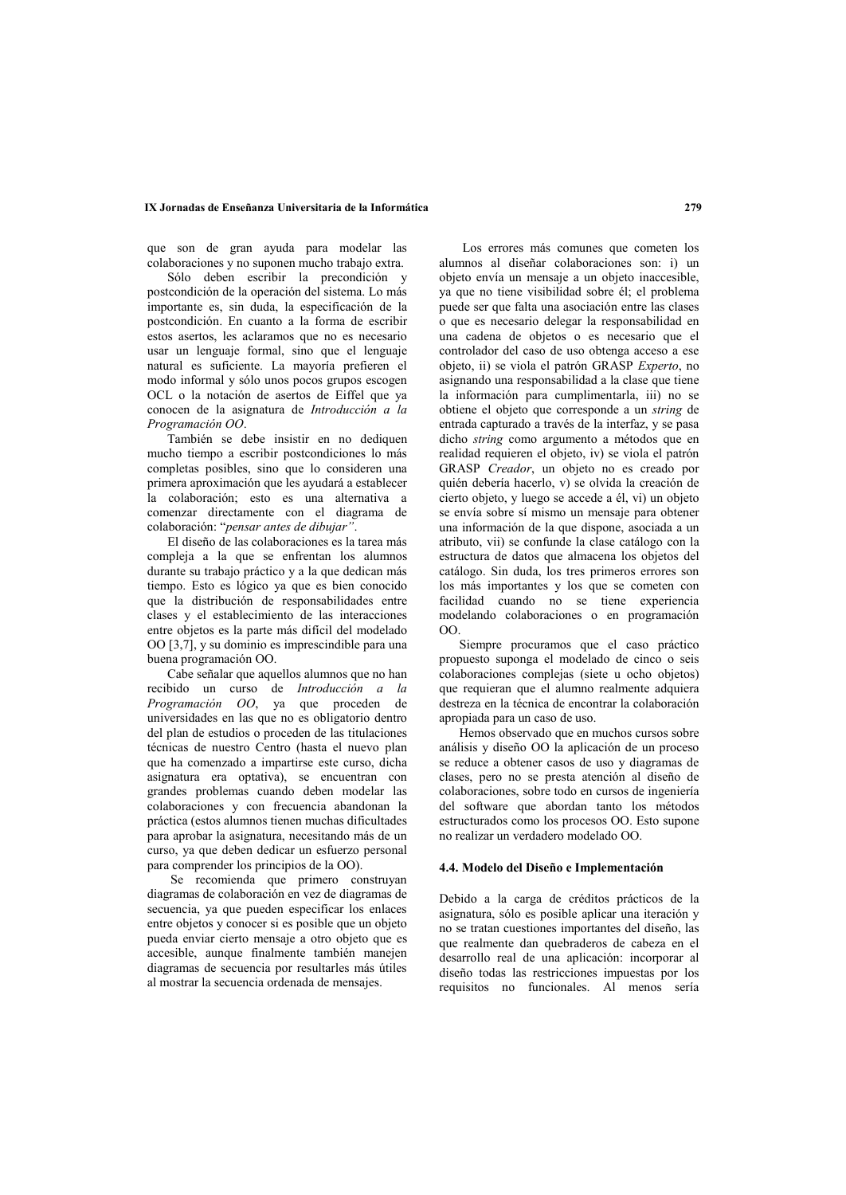que son de gran ayuda para modelar las colaboraciones y no suponen mucho trabajo extra.

Sólo deben escribir la precondición y postcondición de la operación del sistema. Lo más importante es, sin duda, la especificación de la postcondición. En cuanto a la forma de escribir estos asertos, les aclaramos que no es necesario usar un lenguaje formal, sino que el lenguaje natural es suficiente. La mayoría prefieren el modo informal y sólo unos pocos grupos escogen OCL o la notación de asertos de Eiffel que ya conocen de la asignatura de *Introducción a la Programación OO*.

También se debe insistir en no dediquen mucho tiempo a escribir postcondiciones lo más completas posibles, sino que lo consideren una primera aproximación que les ayudará a establecer la colaboración; esto es una alternativa a comenzar directamente con el diagrama de colaboración: "*pensar antes de dibujar"*.

El diseño de las colaboraciones es la tarea más compleja a la que se enfrentan los alumnos durante su trabajo práctico y a la que dedican más tiempo. Esto es lógico ya que es bien conocido que la distribución de responsabilidades entre clases y el establecimiento de las interacciones entre objetos es la parte más difícil del modelado OO [3,7], y su dominio es imprescindible para una buena programación OO.

Cabe señalar que aquellos alumnos que no han recibido un curso de *Introducción a la Programación OO*, ya que proceden de universidades en las que no es obligatorio dentro del plan de estudios o proceden de las titulaciones técnicas de nuestro Centro (hasta el nuevo plan que ha comenzado a impartirse este curso, dicha asignatura era optativa), se encuentran con grandes problemas cuando deben modelar las colaboraciones y con frecuencia abandonan la práctica (estos alumnos tienen muchas dificultades para aprobar la asignatura, necesitando más de un curso, ya que deben dedicar un esfuerzo personal para comprender los principios de la OO).

Se recomienda que primero construyan diagramas de colaboración en vez de diagramas de secuencia, ya que pueden especificar los enlaces entre objetos y conocer si es posible que un objeto pueda enviar cierto mensaje a otro objeto que es accesible, aunque finalmente también manejen diagramas de secuencia por resultarles más útiles al mostrar la secuencia ordenada de mensajes.

Los errores más comunes que cometen los alumnos al diseñar colaboraciones son: i) un objeto envía un mensaje a un objeto inaccesible, ya que no tiene visibilidad sobre él; el problema puede ser que falta una asociación entre las clases o que es necesario delegar la responsabilidad en una cadena de objetos o es necesario que el controlador del caso de uso obtenga acceso a ese objeto, ii) se viola el patrón GRASP *Experto*, no asignando una responsabilidad a la clase que tiene la información para cumplimentarla, iii) no se obtiene el objeto que corresponde a un *string* de entrada capturado a través de la interfaz, y se pasa dicho *string* como argumento a métodos que en realidad requieren el objeto, iv) se viola el patrón GRASP *Creador*, un objeto no es creado por quién debería hacerlo, v) se olvida la creación de cierto objeto, y luego se accede a él, vi) un objeto se envía sobre sí mismo un mensaje para obtener una información de la que dispone, asociada a un atributo, vii) se confunde la clase catálogo con la estructura de datos que almacena los objetos del catálogo. Sin duda, los tres primeros errores son los más importantes y los que se cometen con facilidad cuando no se tiene experiencia modelando colaboraciones o en programación OO.

Siempre procuramos que el caso práctico propuesto suponga el modelado de cinco o seis colaboraciones complejas (siete u ocho objetos) que requieran que el alumno realmente adquiera destreza en la técnica de encontrar la colaboración apropiada para un caso de uso.

Hemos observado que en muchos cursos sobre análisis y diseño OO la aplicación de un proceso se reduce a obtener casos de uso y diagramas de clases, pero no se presta atención al diseño de colaboraciones, sobre todo en cursos de ingeniería del software que abordan tanto los métodos estructurados como los procesos OO. Esto supone no realizar un verdadero modelado OO.

### 4.4. Modelo del Diseño e Implementación

Debido a la carga de créditos prácticos de la asignatura, sólo es posible aplicar una iteración y no se tratan cuestiones importantes del diseño, las que realmente dan quebraderos de cabeza en el desarrollo real de una aplicación: incorporar al diseño todas las restricciones impuestas por los requisitos no funcionales. Al menos sería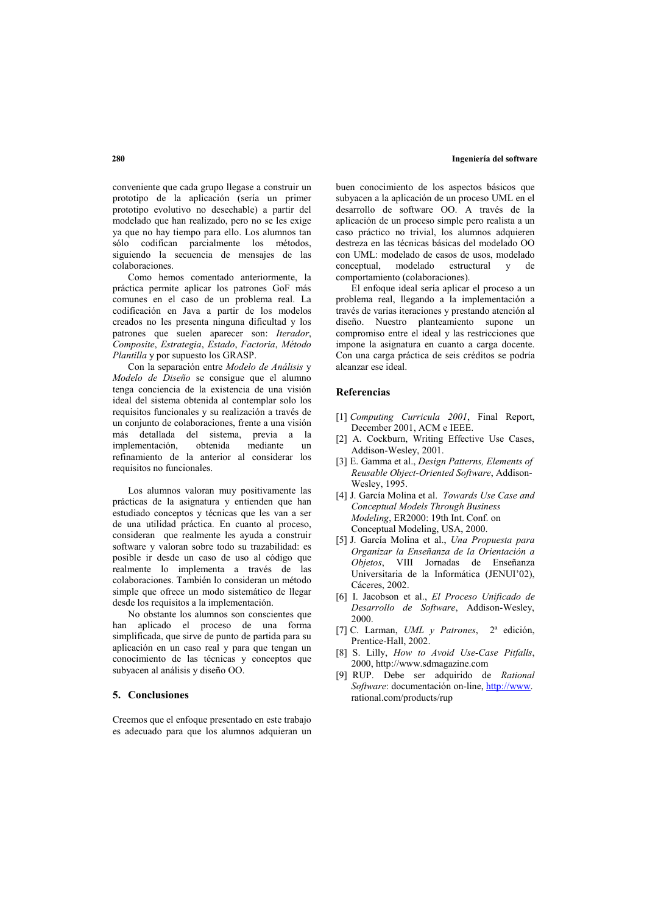conveniente que cada grupo llegase a construir un prototipo de la aplicación (sería un primer prototipo evolutivo no desechable) a partir del modelado que han realizado, pero no se les exige ya que no hay tiempo para ello. Los alumnos tan sólo codifican parcialmente los métodos, siguiendo la secuencia de mensajes de las colaboraciones.

Como hemos comentado anteriormente, la práctica permite aplicar los patrones GoF más comunes en el caso de un problema real. La codificación en Java a partir de los modelos creados no les presenta ninguna dificultad y los patrones que suelen aparecer son: *Iterador*, *Composite*, *Estrategia*, *Estado*, *Factoria*, *Método Plantilla* y por supuesto los GRASP.

Con la separación entre *Modelo de Análisis* y *Modelo de Diseño* se consigue que el alumno tenga conciencia de la existencia de una visión ideal del sistema obtenida al contemplar solo los requisitos funcionales y su realización a través de un conjunto de colaboraciones, frente a una visión más detallada del sistema, previa a la implementación, obtenida mediante un refinamiento de la anterior al considerar los requisitos no funcionales.

Los alumnos valoran muy positivamente las prácticas de la asignatura y entienden que han estudiado conceptos y técnicas que les van a ser de una utilidad práctica. En cuanto al proceso, consideran que realmente les ayuda a construir software y valoran sobre todo su trazabilidad: es posible ir desde un caso de uso al código que realmente lo implementa a través de las colaboraciones. También lo consideran un método simple que ofrece un modo sistemático de llegar desde los requisitos a la implementación.

No obstante los alumnos son conscientes que han aplicado el proceso de una forma simplificada, que sirve de punto de partida para su aplicación en un caso real y para que tengan un conocimiento de las técnicas y conceptos que subyacen al análisis y diseño OO.

## 5. Conclusiones

Creemos que el enfoque presentado en este trabajo es adecuado para que los alumnos adquieran un buen conocimiento de los aspectos básicos que subyacen a la aplicación de un proceso UML en el desarrollo de software OO. A través de la aplicación de un proceso simple pero realista a un caso práctico no trivial, los alumnos adquieren destreza en las técnicas básicas del modelado OO con UML: modelado de casos de usos, modelado conceptual, modelado estructural y de comportamiento (colaboraciones).

El enfoque ideal sería aplicar el proceso a un problema real, llegando a la implementación a través de varias iteraciones y prestando atención al diseño. Nuestro planteamiento supone un compromiso entre el ideal y las restricciones que impone la asignatura en cuanto a carga docente. Con una carga práctica de seis créditos se podría alcanzar ese ideal.

## Referencias

[1] *Computing Curricula 2001*, Final Report, December 2001, ACM e IEEE.

[2] A. Cockburn, Writing Effective Use Cases, Addison-Wesley, 2001.

[3] E. Gamma et al., *Design Patterns, Elements of Reusable Object-Oriented Software*, Addison-Wesley, 1995.

[4] J. García Molina et al. *Towards Use Case and Conceptual Models Through Business Modeling*, ER2000: 19th Int. Conf. on Conceptual Modeling, USA, 2000.

[5] J. García Molina et al., *Una Propuesta para Organizar la Enseñanza de la Orientación a Objetos*, VIII Jornadas de Enseñanza Universitaria de la Informática (JENUI'02), Cáceres, 2002.

[6] I. Jacobson et al., *El Proceso Unificado de Desarrollo de Software*, Addison-Wesley, 2000.

[7] C. Larman, *UML y Patrones*, 2ª edición, Prentice-Hall, 2002.

[8] S. Lilly, *How to Avoid Use-Case Pitfalls*, 2000, http://www.sdmagazine.com

[9] RUP. Debe ser adquirido de *Rational Software*: documentación on-line, http://www.rational.com/products/rup